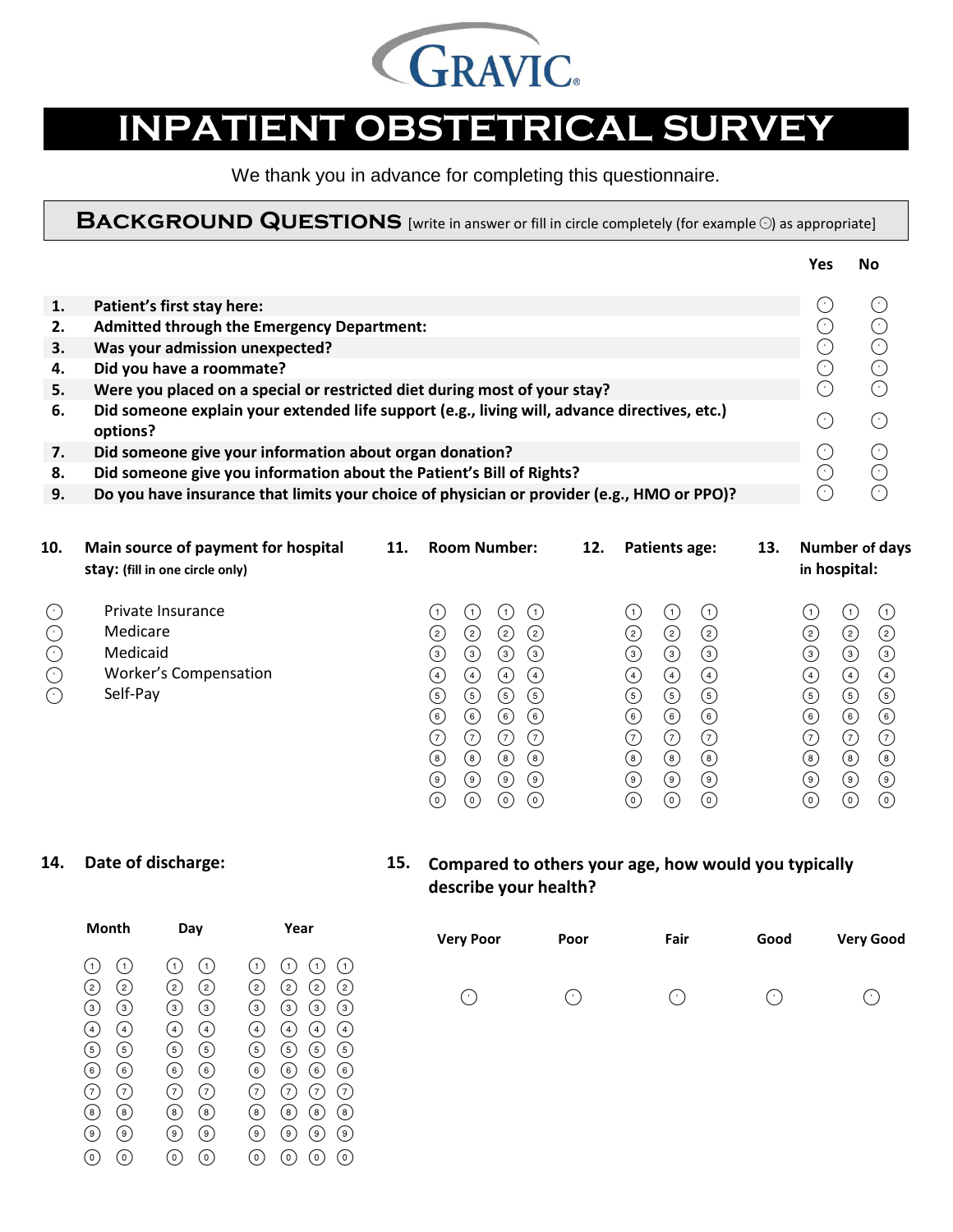GRAVIC

# INPATIENT OBSTETRICAL SURVEY

We thank you in advance for completing this questionnaire.

## BACKGROUND QUESTIONS [write in answer or fill in circle completely (for example ○) as appropriate]

| | | Yes | No |
|---|---|---|---|
| 1. | **Patient's first stay here:** | ○ | ○ |
| 2. | **Admitted through the Emergency Department:** | ○ | ○ |
| 3. | **Was your admission unexpected?** | ○ | ○ |
| 4. | **Did you have a roommate?** | ○ | ○ |
| 5. | **Were you placed on a special or restricted diet during most of your stay?** | ○ | ○ |
| 6. | **Did someone explain your extended life support (e.g., living will, advance directives, etc.) options?** | ○ | ○ |
| 7. | **Did someone give your information about organ donation?** | ○ | ○ |
| 8. | **Did someone give you information about the Patient's Bill of Rights?** | ○ | ○ |
| 9. | **Do you have insurance that limits your choice of physician or provider (e.g., HMO or PPO)?** | ○ | ○ |

**10. Main source of payment for hospital stay:** (fill in one circle only)

- ○ Private Insurance
- ○ Medicare
- ○ Medicaid
- ○ Worker's Compensation
- ○ Self-Pay

**11. Room Number:** (4 columns of digits ① ② ③ ④ ⑤ ⑥ ⑦ ⑧ ⑨ ⓪)

**12. Patients age:** (3 columns of digits ① ② ③ ④ ⑤ ⑥ ⑦ ⑧ ⑨ ⓪)

**13. Number of days in hospital:** (3 columns of digits ① ② ③ ④ ⑤ ⑥ ⑦ ⑧ ⑨ ⓪)

**14. Date of discharge:**

| Month | Day | Year |
|---|---|---|
| 2 columns of digits ① ② ③ ④ ⑤ ⑥ ⑦ ⑧ ⑨ ⓪ | 2 columns of digits ① ② ③ ④ ⑤ ⑥ ⑦ ⑧ ⑨ ⓪ | 4 columns of digits ① ② ③ ④ ⑤ ⑥ ⑦ ⑧ ⑨ ⓪ |

**15. Compared to others your age, how would you typically describe your health?**

| Very Poor | Poor | Fair | Good | Very Good |
|---|---|---|---|---|
| ○ | ○ | ○ | ○ | ○ |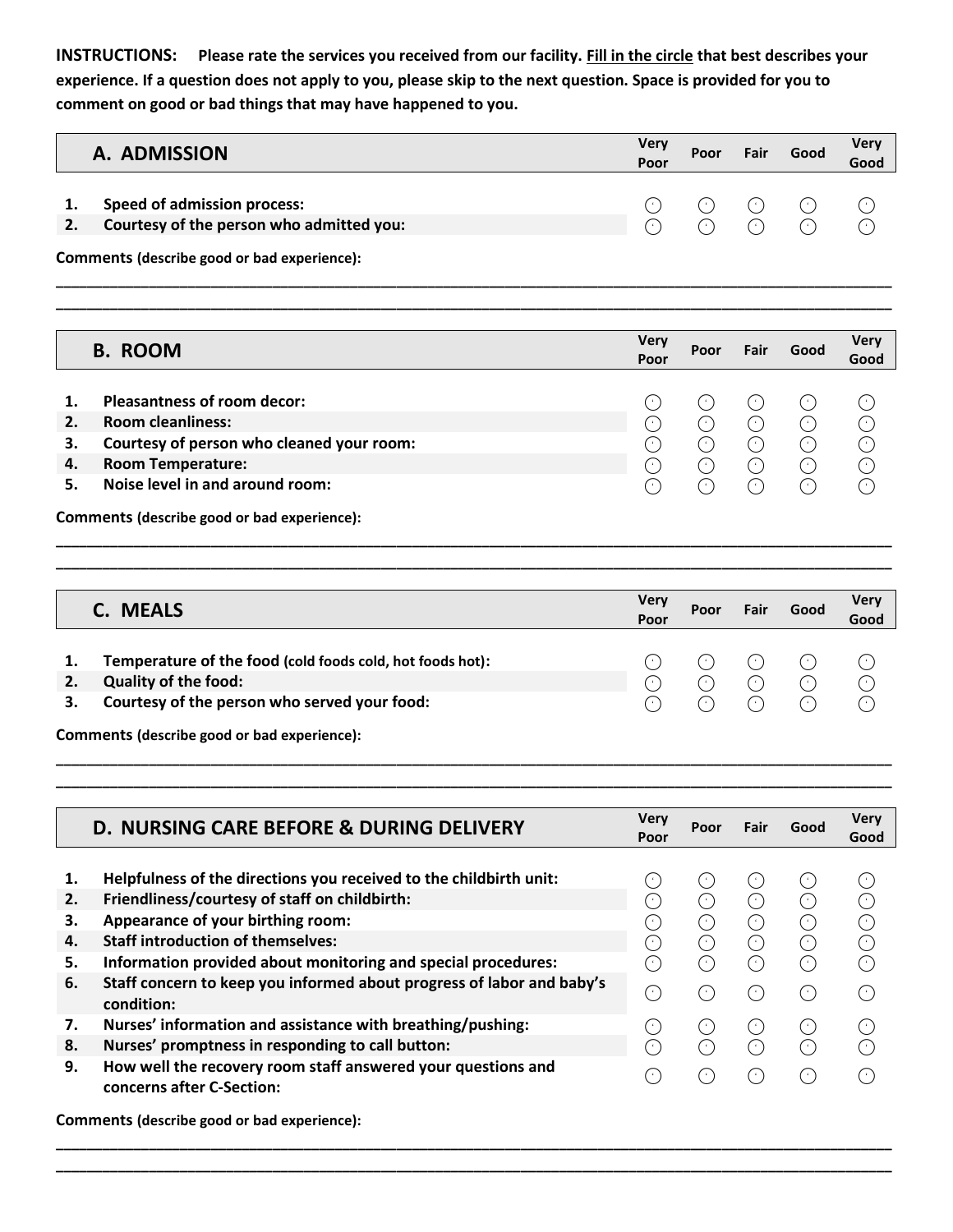**INSTRUCTIONS:** **Please rate the services you received from our facility. <u>Fill in the circle</u> that best describes your experience. If a question does not apply to you, please skip to the next question. Space is provided for you to comment on good or bad things that may have happened to you.**

## A. ADMISSION

| | | Very Poor | Poor | Fair | Good | Very Good |
|---|---|---|---|---|---|---|
| 1. | Speed of admission process: | ○ | ○ | ○ | ○ | ○ |
| 2. | Courtesy of the person who admitted you: | ○ | ○ | ○ | ○ | ○ |

**Comments** (describe good or bad experience):

______________________________________________________________________________

______________________________________________________________________________

## B. ROOM

| | | Very Poor | Poor | Fair | Good | Very Good |
|---|---|---|---|---|---|---|
| 1. | Pleasantness of room decor: | ○ | ○ | ○ | ○ | ○ |
| 2. | Room cleanliness: | ○ | ○ | ○ | ○ | ○ |
| 3. | Courtesy of person who cleaned your room: | ○ | ○ | ○ | ○ | ○ |
| 4. | Room Temperature: | ○ | ○ | ○ | ○ | ○ |
| 5. | Noise level in and around room: | ○ | ○ | ○ | ○ | ○ |

**Comments** (describe good or bad experience):

______________________________________________________________________________

______________________________________________________________________________

## C. MEALS

| | | Very Poor | Poor | Fair | Good | Very Good |
|---|---|---|---|---|---|---|
| 1. | Temperature of the food (cold foods cold, hot foods hot): | ○ | ○ | ○ | ○ | ○ |
| 2. | Quality of the food: | ○ | ○ | ○ | ○ | ○ |
| 3. | Courtesy of the person who served your food: | ○ | ○ | ○ | ○ | ○ |

**Comments** (describe good or bad experience):

______________________________________________________________________________

______________________________________________________________________________

## D. NURSING CARE BEFORE & DURING DELIVERY

| | | Very Poor | Poor | Fair | Good | Very Good |
|---|---|---|---|---|---|---|
| 1. | Helpfulness of the directions you received to the childbirth unit: | ○ | ○ | ○ | ○ | ○ |
| 2. | Friendliness/courtesy of staff on childbirth: | ○ | ○ | ○ | ○ | ○ |
| 3. | Appearance of your birthing room: | ○ | ○ | ○ | ○ | ○ |
| 4. | Staff introduction of themselves: | ○ | ○ | ○ | ○ | ○ |
| 5. | Information provided about monitoring and special procedures: | ○ | ○ | ○ | ○ | ○ |
| 6. | Staff concern to keep you informed about progress of labor and baby's condition: | ○ | ○ | ○ | ○ | ○ |
| 7. | Nurses' information and assistance with breathing/pushing: | ○ | ○ | ○ | ○ | ○ |
| 8. | Nurses' promptness in responding to call button: | ○ | ○ | ○ | ○ | ○ |
| 9. | How well the recovery room staff answered your questions and concerns after C-Section: | ○ | ○ | ○ | ○ | ○ |

**Comments** (describe good or bad experience):

______________________________________________________________________________

______________________________________________________________________________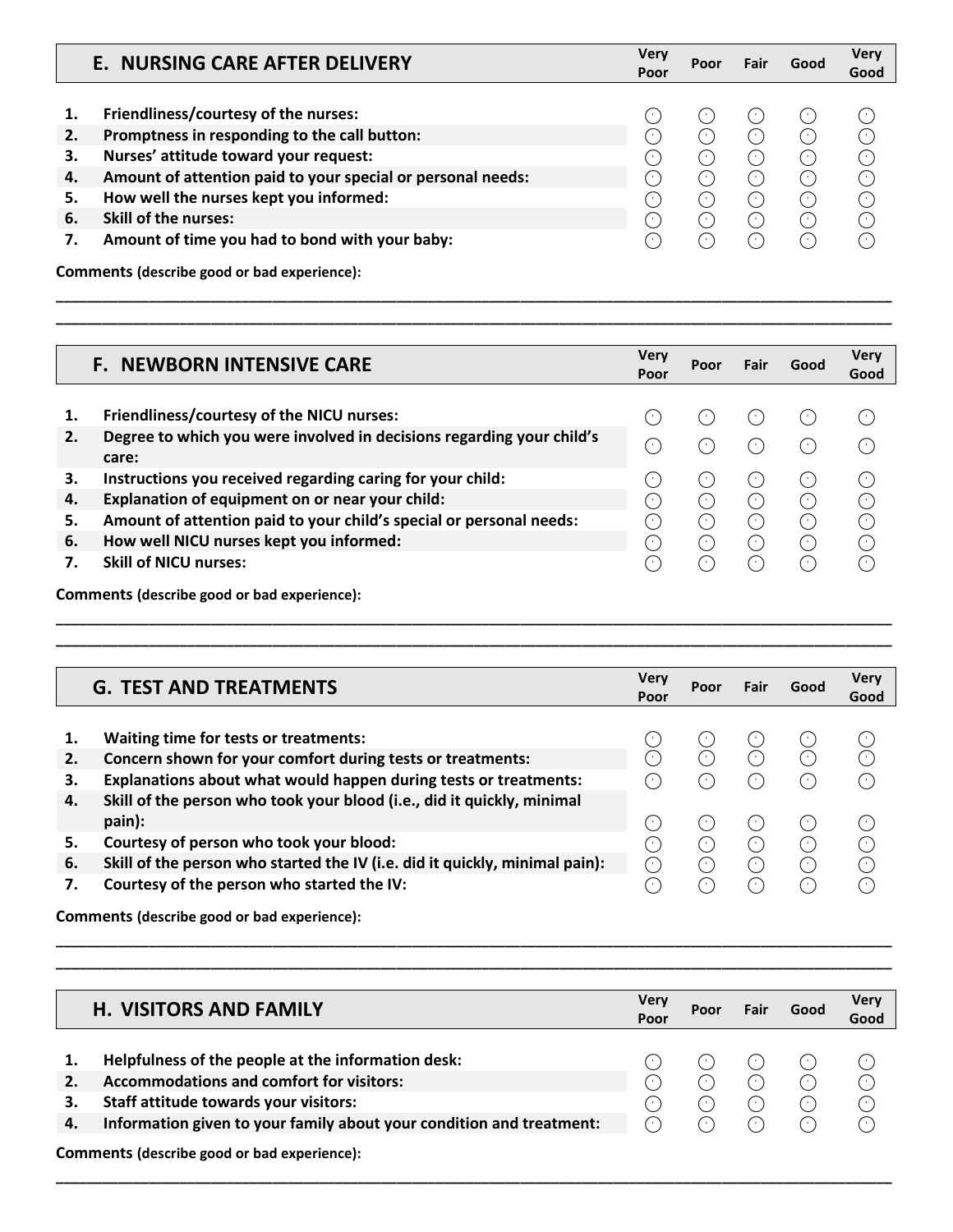| E. NURSING CARE AFTER DELIVERY | Very Poor | Poor | Fair | Good | Very Good |
|---|---|---|---|---|---|
| 1. Friendliness/courtesy of the nurses: | ○ | ○ | ○ | ○ | ○ |
| 2. Promptness in responding to the call button: | ○ | ○ | ○ | ○ | ○ |
| 3. Nurses' attitude toward your request: | ○ | ○ | ○ | ○ | ○ |
| 4. Amount of attention paid to your special or personal needs: | ○ | ○ | ○ | ○ | ○ |
| 5. How well the nurses kept you informed: | ○ | ○ | ○ | ○ | ○ |
| 6. Skill of the nurses: | ○ | ○ | ○ | ○ | ○ |
| 7. Amount of time you had to bond with your baby: | ○ | ○ | ○ | ○ | ○ |

**Comments** (describe good or bad experience):

______________________________________________________________________________

______________________________________________________________________________

| F. NEWBORN INTENSIVE CARE | Very Poor | Poor | Fair | Good | Very Good |
|---|---|---|---|---|---|
| 1. Friendliness/courtesy of the NICU nurses: | ○ | ○ | ○ | ○ | ○ |
| 2. Degree to which you were involved in decisions regarding your child's care: | ○ | ○ | ○ | ○ | ○ |
| 3. Instructions you received regarding caring for your child: | ○ | ○ | ○ | ○ | ○ |
| 4. Explanation of equipment on or near your child: | ○ | ○ | ○ | ○ | ○ |
| 5. Amount of attention paid to your child's special or personal needs: | ○ | ○ | ○ | ○ | ○ |
| 6. How well NICU nurses kept you informed: | ○ | ○ | ○ | ○ | ○ |
| 7. Skill of NICU nurses: | ○ | ○ | ○ | ○ | ○ |

**Comments** (describe good or bad experience):

______________________________________________________________________________

______________________________________________________________________________

| G. TEST AND TREATMENTS | Very Poor | Poor | Fair | Good | Very Good |
|---|---|---|---|---|---|
| 1. Waiting time for tests or treatments: | ○ | ○ | ○ | ○ | ○ |
| 2. Concern shown for your comfort during tests or treatments: | ○ | ○ | ○ | ○ | ○ |
| 3. Explanations about what would happen during tests or treatments: | ○ | ○ | ○ | ○ | ○ |
| 4. Skill of the person who took your blood (i.e., did it quickly, minimal pain): | ○ | ○ | ○ | ○ | ○ |
| 5. Courtesy of person who took your blood: | ○ | ○ | ○ | ○ | ○ |
| 6. Skill of the person who started the IV (i.e. did it quickly, minimal pain): | ○ | ○ | ○ | ○ | ○ |
| 7. Courtesy of the person who started the IV: | ○ | ○ | ○ | ○ | ○ |

**Comments** (describe good or bad experience):

______________________________________________________________________________

______________________________________________________________________________

| H. VISITORS AND FAMILY | Very Poor | Poor | Fair | Good | Very Good |
|---|---|---|---|---|---|
| 1. Helpfulness of the people at the information desk: | ○ | ○ | ○ | ○ | ○ |
| 2. Accommodations and comfort for visitors: | ○ | ○ | ○ | ○ | ○ |
| 3. Staff attitude towards your visitors: | ○ | ○ | ○ | ○ | ○ |
| 4. Information given to your family about your condition and treatment: | ○ | ○ | ○ | ○ | ○ |

**Comments** (describe good or bad experience):

______________________________________________________________________________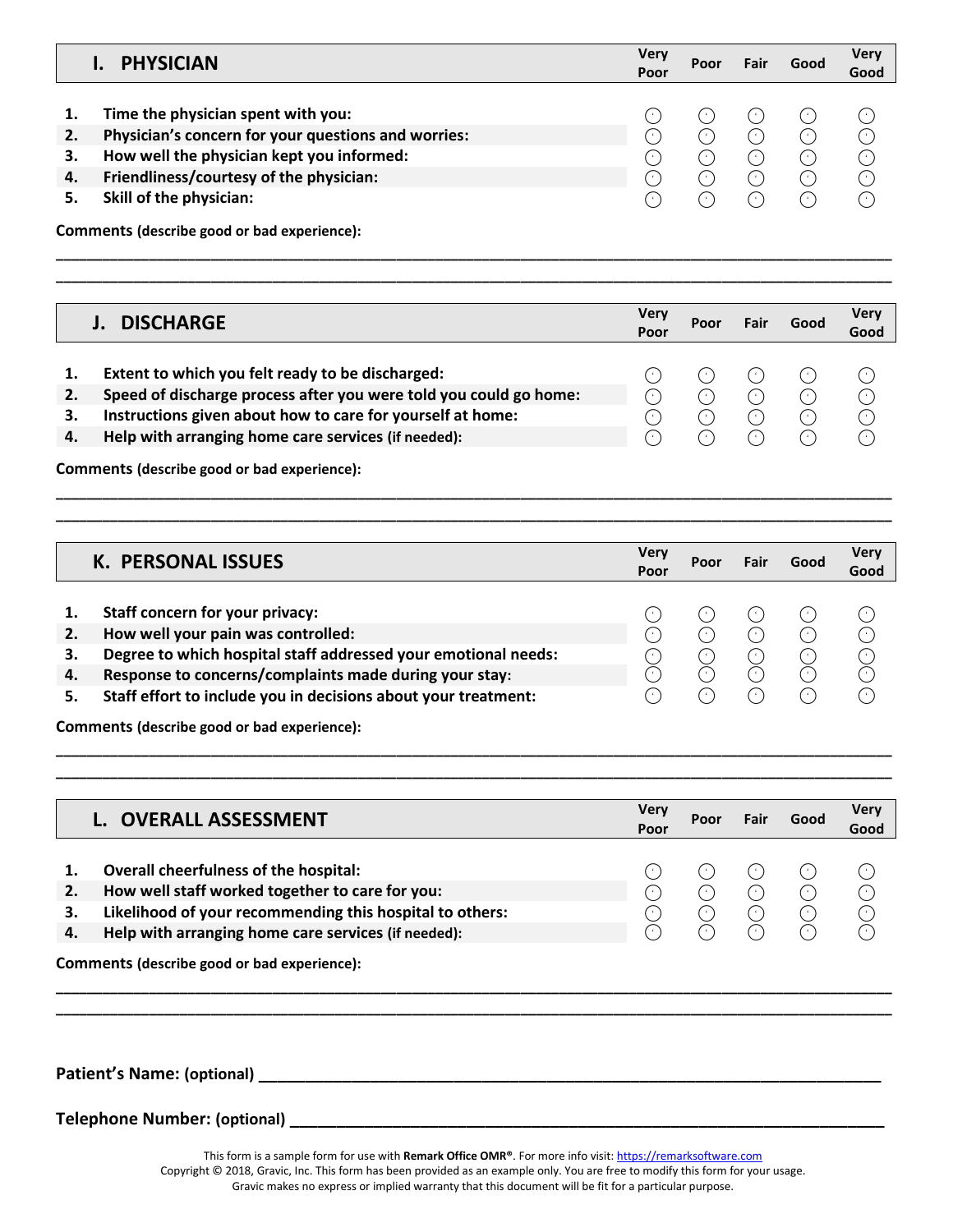## I. PHYSICIAN

| | Very Poor | Poor | Fair | Good | Very Good |
|---|---|---|---|---|---|
| 1. Time the physician spent with you: | ○ | ○ | ○ | ○ | ○ |
| 2. Physician's concern for your questions and worries: | ○ | ○ | ○ | ○ | ○ |
| 3. How well the physician kept you informed: | ○ | ○ | ○ | ○ | ○ |
| 4. Friendliness/courtesy of the physician: | ○ | ○ | ○ | ○ | ○ |
| 5. Skill of the physician: | ○ | ○ | ○ | ○ | ○ |

**Comments** (describe good or bad experience):

\_\_\_\_\_\_\_\_\_\_\_\_\_\_\_\_\_\_\_\_\_\_\_\_\_\_\_\_\_\_\_\_\_\_\_\_\_\_\_\_\_\_\_\_\_\_\_\_\_\_\_\_\_\_\_\_\_\_\_\_\_\_\_\_\_\_\_\_\_\_\_\_\_\_\_\_

\_\_\_\_\_\_\_\_\_\_\_\_\_\_\_\_\_\_\_\_\_\_\_\_\_\_\_\_\_\_\_\_\_\_\_\_\_\_\_\_\_\_\_\_\_\_\_\_\_\_\_\_\_\_\_\_\_\_\_\_\_\_\_\_\_\_\_\_\_\_\_\_\_\_\_\_

## J. DISCHARGE

| | Very Poor | Poor | Fair | Good | Very Good |
|---|---|---|---|---|---|
| 1. Extent to which you felt ready to be discharged: | ○ | ○ | ○ | ○ | ○ |
| 2. Speed of discharge process after you were told you could go home: | ○ | ○ | ○ | ○ | ○ |
| 3. Instructions given about how to care for yourself at home: | ○ | ○ | ○ | ○ | ○ |
| 4. Help with arranging home care services (if needed): | ○ | ○ | ○ | ○ | ○ |

**Comments** (describe good or bad experience):

\_\_\_\_\_\_\_\_\_\_\_\_\_\_\_\_\_\_\_\_\_\_\_\_\_\_\_\_\_\_\_\_\_\_\_\_\_\_\_\_\_\_\_\_\_\_\_\_\_\_\_\_\_\_\_\_\_\_\_\_\_\_\_\_\_\_\_\_\_\_\_\_\_\_\_\_

\_\_\_\_\_\_\_\_\_\_\_\_\_\_\_\_\_\_\_\_\_\_\_\_\_\_\_\_\_\_\_\_\_\_\_\_\_\_\_\_\_\_\_\_\_\_\_\_\_\_\_\_\_\_\_\_\_\_\_\_\_\_\_\_\_\_\_\_\_\_\_\_\_\_\_\_

## K. PERSONAL ISSUES

| | Very Poor | Poor | Fair | Good | Very Good |
|---|---|---|---|---|---|
| 1. Staff concern for your privacy: | ○ | ○ | ○ | ○ | ○ |
| 2. How well your pain was controlled: | ○ | ○ | ○ | ○ | ○ |
| 3. Degree to which hospital staff addressed your emotional needs: | ○ | ○ | ○ | ○ | ○ |
| 4. Response to concerns/complaints made during your stay: | ○ | ○ | ○ | ○ | ○ |
| 5. Staff effort to include you in decisions about your treatment: | ○ | ○ | ○ | ○ | ○ |

**Comments** (describe good or bad experience):

\_\_\_\_\_\_\_\_\_\_\_\_\_\_\_\_\_\_\_\_\_\_\_\_\_\_\_\_\_\_\_\_\_\_\_\_\_\_\_\_\_\_\_\_\_\_\_\_\_\_\_\_\_\_\_\_\_\_\_\_\_\_\_\_\_\_\_\_\_\_\_\_\_\_\_\_

\_\_\_\_\_\_\_\_\_\_\_\_\_\_\_\_\_\_\_\_\_\_\_\_\_\_\_\_\_\_\_\_\_\_\_\_\_\_\_\_\_\_\_\_\_\_\_\_\_\_\_\_\_\_\_\_\_\_\_\_\_\_\_\_\_\_\_\_\_\_\_\_\_\_\_\_

## L. OVERALL ASSESSMENT

| | Very Poor | Poor | Fair | Good | Very Good |
|---|---|---|---|---|---|
| 1. Overall cheerfulness of the hospital: | ○ | ○ | ○ | ○ | ○ |
| 2. How well staff worked together to care for you: | ○ | ○ | ○ | ○ | ○ |
| 3. Likelihood of your recommending this hospital to others: | ○ | ○ | ○ | ○ | ○ |
| 4. Help with arranging home care services (if needed): | ○ | ○ | ○ | ○ | ○ |

**Comments** (describe good or bad experience):

\_\_\_\_\_\_\_\_\_\_\_\_\_\_\_\_\_\_\_\_\_\_\_\_\_\_\_\_\_\_\_\_\_\_\_\_\_\_\_\_\_\_\_\_\_\_\_\_\_\_\_\_\_\_\_\_\_\_\_\_\_\_\_\_\_\_\_\_\_\_\_\_\_\_\_\_

\_\_\_\_\_\_\_\_\_\_\_\_\_\_\_\_\_\_\_\_\_\_\_\_\_\_\_\_\_\_\_\_\_\_\_\_\_\_\_\_\_\_\_\_\_\_\_\_\_\_\_\_\_\_\_\_\_\_\_\_\_\_\_\_\_\_\_\_\_\_\_\_\_\_\_\_

**Patient's Name: (optional)** \_\_\_\_\_\_\_\_\_\_\_\_\_\_\_\_\_\_\_\_\_\_\_\_\_\_\_\_\_\_\_\_\_\_\_\_\_\_\_\_\_\_\_\_\_\_\_\_\_\_\_\_\_\_\_\_

**Telephone Number: (optional)** \_\_\_\_\_\_\_\_\_\_\_\_\_\_\_\_\_\_\_\_\_\_\_\_\_\_\_\_\_\_\_\_\_\_\_\_\_\_\_\_\_\_\_\_\_\_\_\_\_\_\_\_

This form is a sample form for use with **Remark Office OMR®**. For more info visit: https://remarksoftware.com
Copyright © 2018, Gravic, Inc. This form has been provided as an example only. You are free to modify this form for your usage.
Gravic makes no express or implied warranty that this document will be fit for a particular purpose.